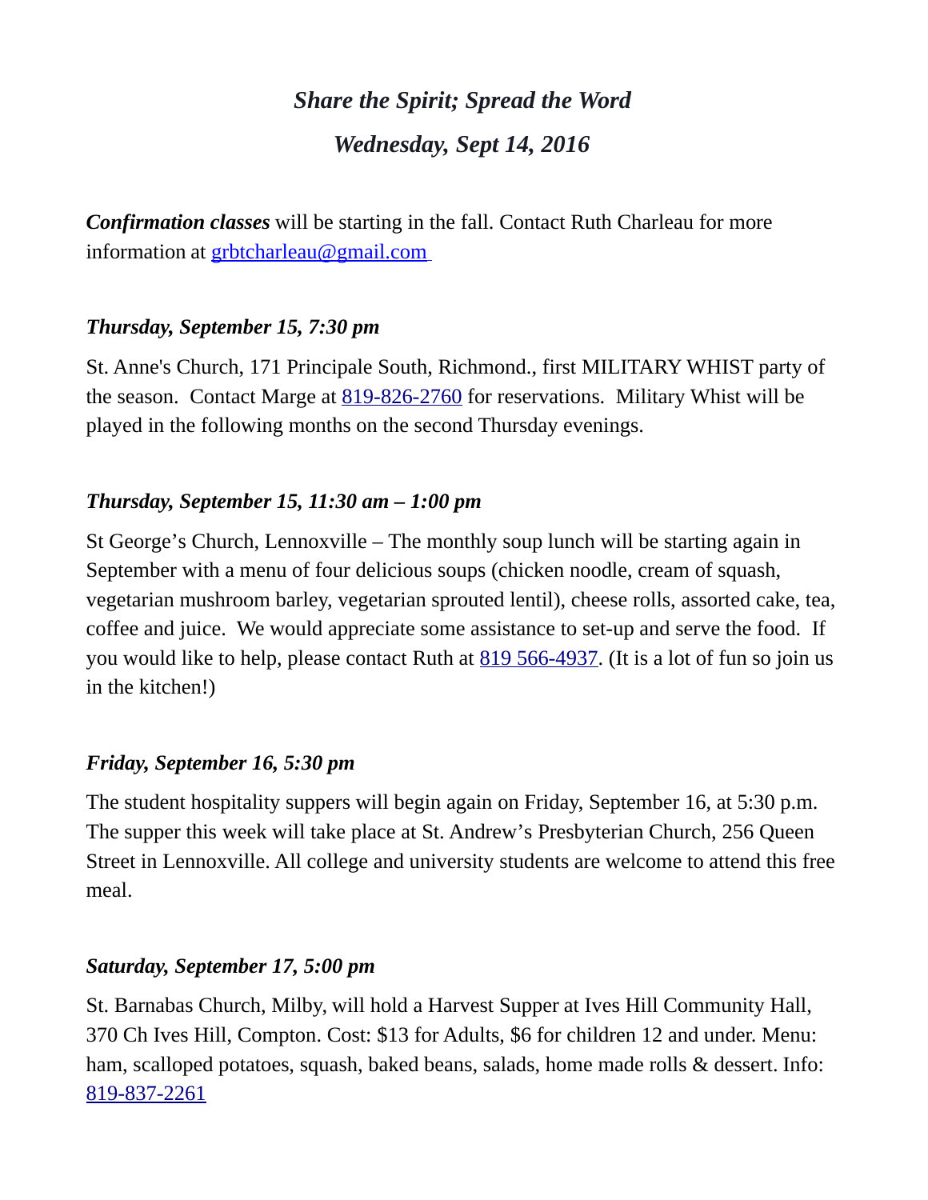# *Share the Spirit; Spread the Word*

## *Wednesday, Sept 14, 2016*

***Confirmation classes*** will be starting in the fall. Contact Ruth Charleau for more information at grbtcharleau@gmail.com

***Thursday, September 15, 7:30 pm***

St. Anne's Church, 171 Principale South, Richmond., first MILITARY WHIST party of the season. Contact Marge at 819-826-2760 for reservations. Military Whist will be played in the following months on the second Thursday evenings.

***Thursday, September 15, 11:30 am – 1:00 pm***

St George's Church, Lennoxville – The monthly soup lunch will be starting again in September with a menu of four delicious soups (chicken noodle, cream of squash, vegetarian mushroom barley, vegetarian sprouted lentil), cheese rolls, assorted cake, tea, coffee and juice. We would appreciate some assistance to set-up and serve the food. If you would like to help, please contact Ruth at 819 566-4937. (It is a lot of fun so join us in the kitchen!)

***Friday, September 16, 5:30 pm***

The student hospitality suppers will begin again on Friday, September 16, at 5:30 p.m. The supper this week will take place at St. Andrew's Presbyterian Church, 256 Queen Street in Lennoxville. All college and university students are welcome to attend this free meal.

***Saturday, September 17, 5:00 pm***

St. Barnabas Church, Milby, will hold a Harvest Supper at Ives Hill Community Hall, 370 Ch Ives Hill, Compton. Cost: $13 for Adults, $6 for children 12 and under. Menu: ham, scalloped potatoes, squash, baked beans, salads, home made rolls & dessert. Info: 819-837-2261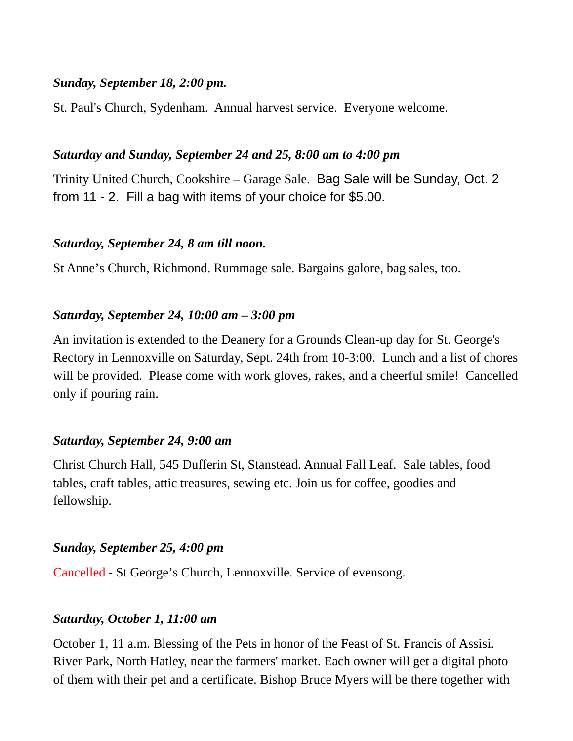***Sunday, September 18, 2:00 pm.***

St. Paul's Church, Sydenham. Annual harvest service. Everyone welcome.

***Saturday and Sunday, September 24 and 25, 8:00 am to 4:00 pm***

Trinity United Church, Cookshire – Garage Sale. Bag Sale will be Sunday, Oct. 2 from 11 - 2. Fill a bag with items of your choice for $5.00.

***Saturday, September 24, 8 am till noon.***

St Anne’s Church, Richmond. Rummage sale. Bargains galore, bag sales, too.

***Saturday, September 24, 10:00 am – 3:00 pm***

An invitation is extended to the Deanery for a Grounds Clean-up day for St. George's Rectory in Lennoxville on Saturday, Sept. 24th from 10-3:00. Lunch and a list of chores will be provided. Please come with work gloves, rakes, and a cheerful smile! Cancelled only if pouring rain.

***Saturday, September 24, 9:00 am***

Christ Church Hall, 545 Dufferin St, Stanstead. Annual Fall Leaf. Sale tables, food tables, craft tables, attic treasures, sewing etc. Join us for coffee, goodies and fellowship.

***Sunday, September 25, 4:00 pm***

Cancelled - St George’s Church, Lennoxville. Service of evensong.

***Saturday, October 1, 11:00 am***

October 1, 11 a.m. Blessing of the Pets in honor of the Feast of St. Francis of Assisi. River Park, North Hatley, near the farmers' market. Each owner will get a digital photo of them with their pet and a certificate. Bishop Bruce Myers will be there together with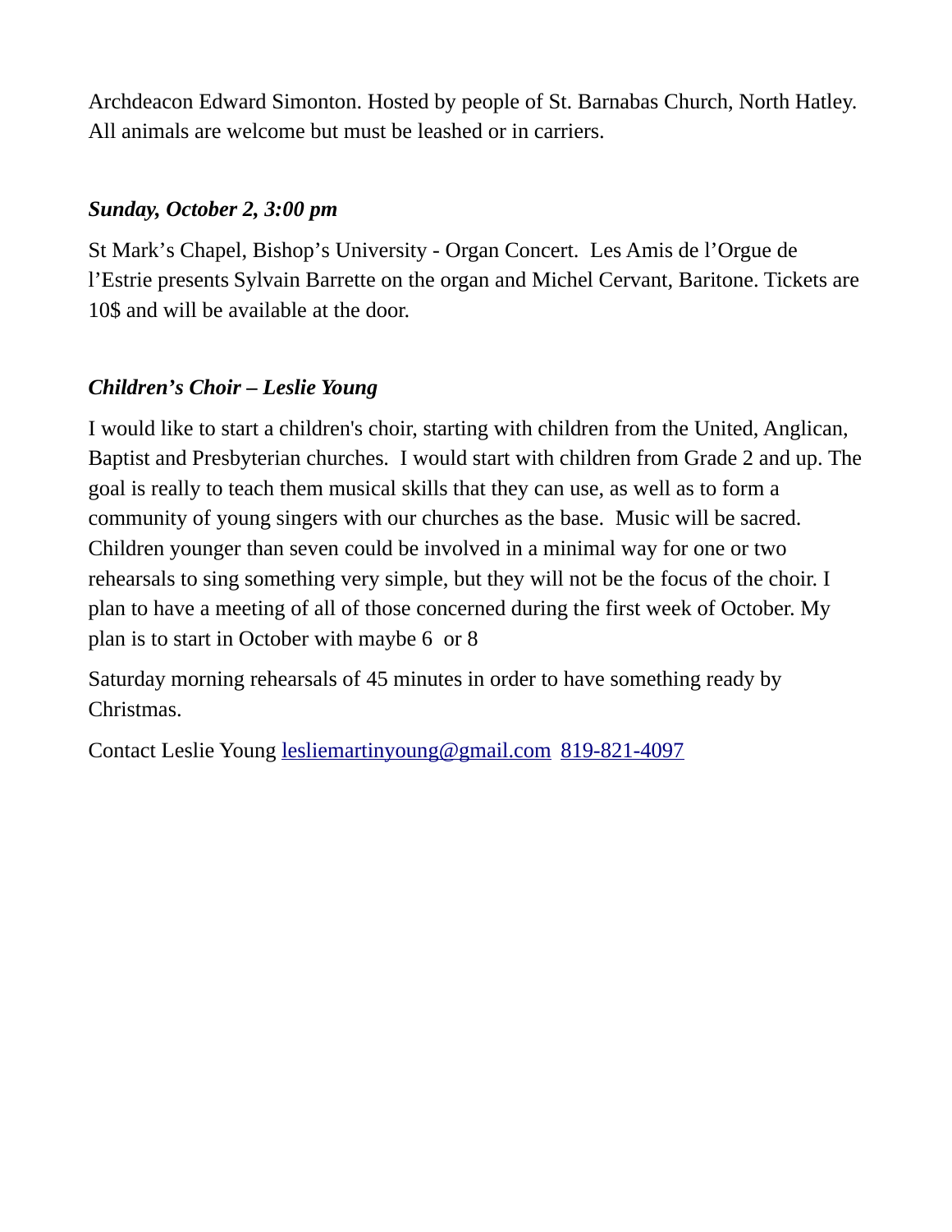Archdeacon Edward Simonton. Hosted by people of St. Barnabas Church, North Hatley. All animals are welcome but must be leashed or in carriers.

***Sunday, October 2, 3:00 pm***

St Mark's Chapel, Bishop's University - Organ Concert. Les Amis de l'Orgue de l'Estrie presents Sylvain Barrette on the organ and Michel Cervant, Baritone. Tickets are 10$ and will be available at the door.

***Children's Choir – Leslie Young***

I would like to start a children's choir, starting with children from the United, Anglican, Baptist and Presbyterian churches. I would start with children from Grade 2 and up. The goal is really to teach them musical skills that they can use, as well as to form a community of young singers with our churches as the base. Music will be sacred. Children younger than seven could be involved in a minimal way for one or two rehearsals to sing something very simple, but they will not be the focus of the choir. I plan to have a meeting of all of those concerned during the first week of October. My plan is to start in October with maybe 6 or 8

Saturday morning rehearsals of 45 minutes in order to have something ready by Christmas.

Contact Leslie Young lesliemartinyoung@gmail.com 819-821-4097